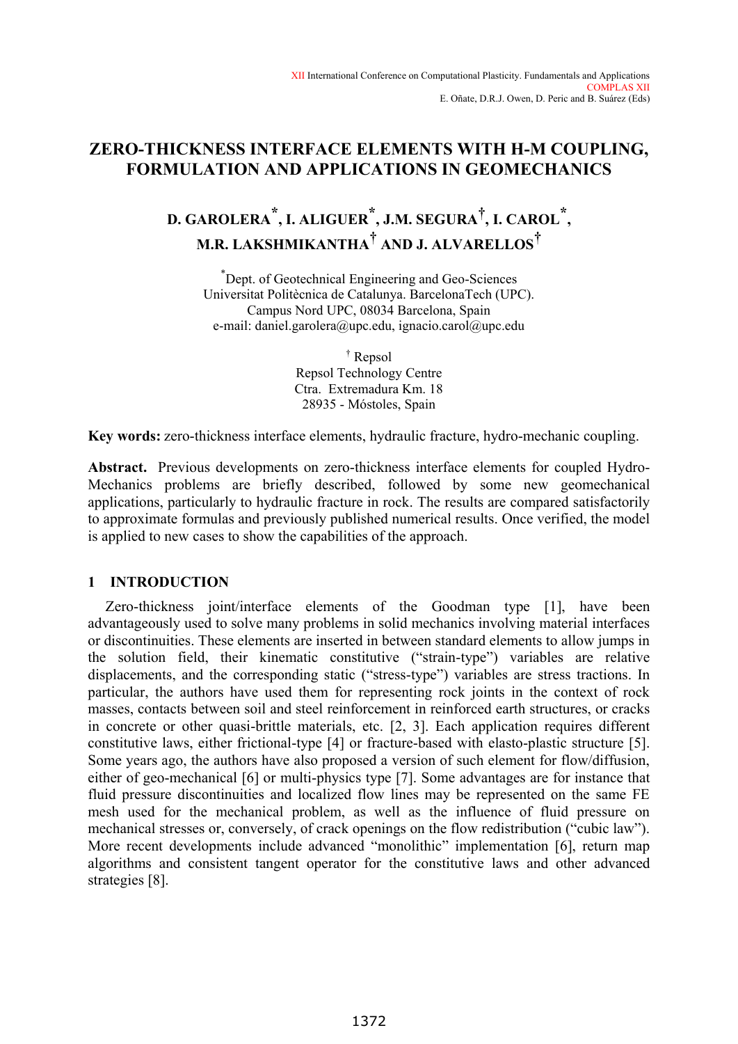# ZERO-THICKNESS INTERFACE ELEMENTS WITH H-M COUPLING, FORMULATION AND APPLICATIONS IN GEOMECHANICS

**D. GAROLERA[*], I. ALIGUER[*], J.M. SEGURA[†], I. CAROL[*], M.R. LAKSHMIKANTHA[†] AND J. ALVARELLOS[†]**

[*] Dept. of Geotechnical Engineering and Geo-Sciences
Universitat Politècnica de Catalunya. BarcelonaTech (UPC).
Campus Nord UPC, 08034 Barcelona, Spain
e-mail: daniel.garolera@upc.edu, ignacio.carol@upc.edu

[†] Repsol
Repsol Technology Centre
Ctra. Extremadura Km. 18
28935 - Móstoles, Spain

**Key words:** zero-thickness interface elements, hydraulic fracture, hydro-mechanic coupling.

**Abstract.** Previous developments on zero-thickness interface elements for coupled Hydro-Mechanics problems are briefly described, followed by some new geomechanical applications, particularly to hydraulic fracture in rock. The results are compared satisfactorily to approximate formulas and previously published numerical results. Once verified, the model is applied to new cases to show the capabilities of the approach.

## 1 INTRODUCTION

Zero-thickness joint/interface elements of the Goodman type [1], have been advantageously used to solve many problems in solid mechanics involving material interfaces or discontinuities. These elements are inserted in between standard elements to allow jumps in the solution field, their kinematic constitutive ("strain-type") variables are relative displacements, and the corresponding static ("stress-type") variables are stress tractions. In particular, the authors have used them for representing rock joints in the context of rock masses, contacts between soil and steel reinforcement in reinforced earth structures, or cracks in concrete or other quasi-brittle materials, etc. [2, 3]. Each application requires different constitutive laws, either frictional-type [4] or fracture-based with elasto-plastic structure [5]. Some years ago, the authors have also proposed a version of such element for flow/diffusion, either of geo-mechanical [6] or multi-physics type [7]. Some advantages are for instance that fluid pressure discontinuities and localized flow lines may be represented on the same FE mesh used for the mechanical problem, as well as the influence of fluid pressure on mechanical stresses or, conversely, of crack openings on the flow redistribution ("cubic law"). More recent developments include advanced "monolithic" implementation [6], return map algorithms and consistent tangent operator for the constitutive laws and other advanced strategies [8].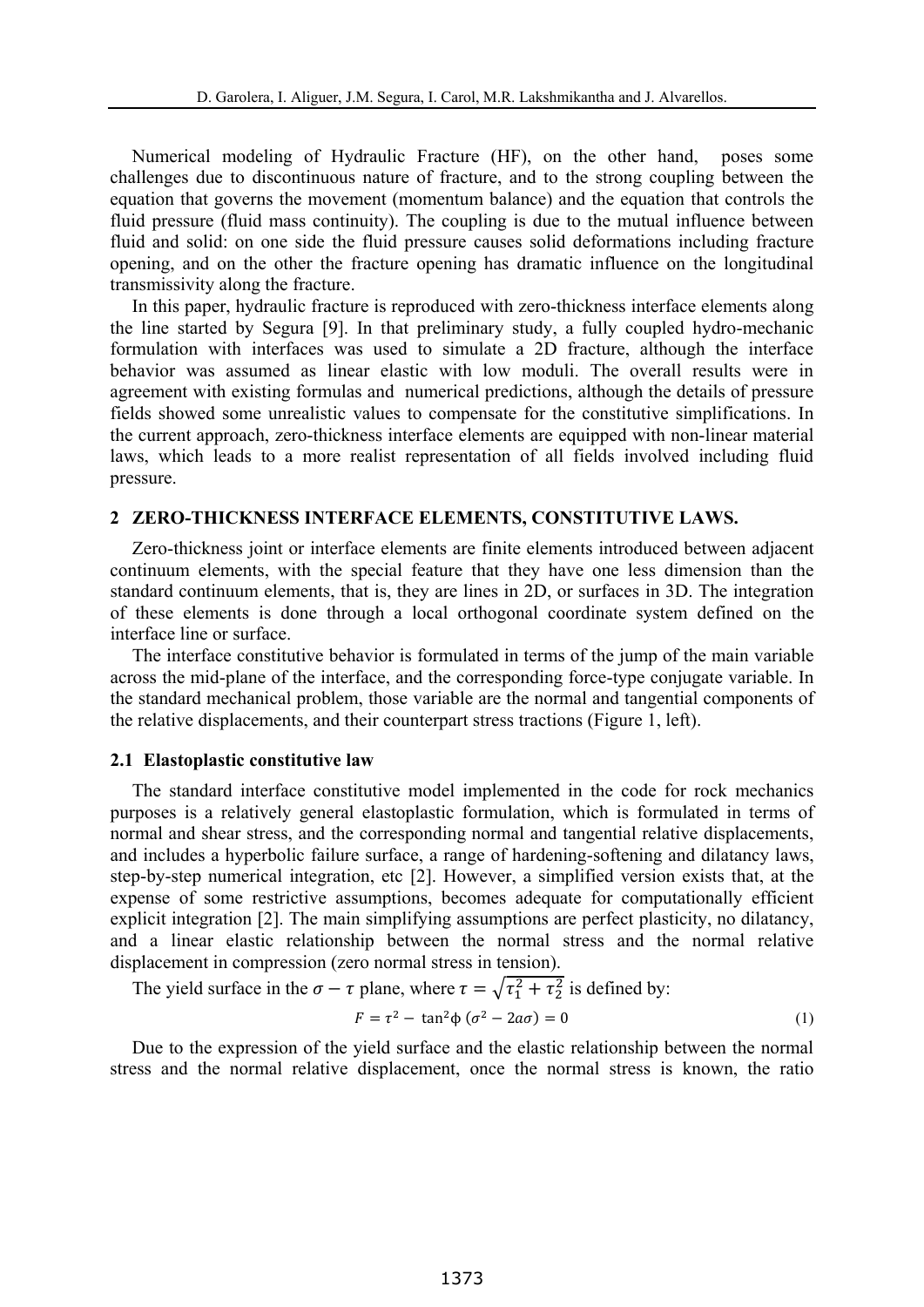Numerical modeling of Hydraulic Fracture (HF), on the other hand, poses some challenges due to discontinuous nature of fracture, and to the strong coupling between the equation that governs the movement (momentum balance) and the equation that controls the fluid pressure (fluid mass continuity). The coupling is due to the mutual influence between fluid and solid: on one side the fluid pressure causes solid deformations including fracture opening, and on the other the fracture opening has dramatic influence on the longitudinal transmissivity along the fracture.

In this paper, hydraulic fracture is reproduced with zero-thickness interface elements along the line started by Segura [9]. In that preliminary study, a fully coupled hydro-mechanic formulation with interfaces was used to simulate a 2D fracture, although the interface behavior was assumed as linear elastic with low moduli. The overall results were in agreement with existing formulas and numerical predictions, although the details of pressure fields showed some unrealistic values to compensate for the constitutive simplifications. In the current approach, zero-thickness interface elements are equipped with non-linear material laws, which leads to a more realist representation of all fields involved including fluid pressure.

## 2 ZERO-THICKNESS INTERFACE ELEMENTS, CONSTITUTIVE LAWS.

Zero-thickness joint or interface elements are finite elements introduced between adjacent continuum elements, with the special feature that they have one less dimension than the standard continuum elements, that is, they are lines in 2D, or surfaces in 3D. The integration of these elements is done through a local orthogonal coordinate system defined on the interface line or surface.

The interface constitutive behavior is formulated in terms of the jump of the main variable across the mid-plane of the interface, and the corresponding force-type conjugate variable. In the standard mechanical problem, those variable are the normal and tangential components of the relative displacements, and their counterpart stress tractions (Figure 1, left).

### 2.1 Elastoplastic constitutive law

The standard interface constitutive model implemented in the code for rock mechanics purposes is a relatively general elastoplastic formulation, which is formulated in terms of normal and shear stress, and the corresponding normal and tangential relative displacements, and includes a hyperbolic failure surface, a range of hardening-softening and dilatancy laws, step-by-step numerical integration, etc [2]. However, a simplified version exists that, at the expense of some restrictive assumptions, becomes adequate for computationally efficient explicit integration [2]. The main simplifying assumptions are perfect plasticity, no dilatancy, and a linear elastic relationship between the normal stress and the normal relative displacement in compression (zero normal stress in tension).

The yield surface in the $\sigma - \tau$ plane, where $\tau = \sqrt{\tau_1^2 + \tau_2^2}$ is defined by:

$$F = \tau^2 - \tan^2\phi \, (\sigma^2 - 2a\sigma) = 0 \tag{1}$$

Due to the expression of the yield surface and the elastic relationship between the normal stress and the normal relative displacement, once the normal stress is known, the ratio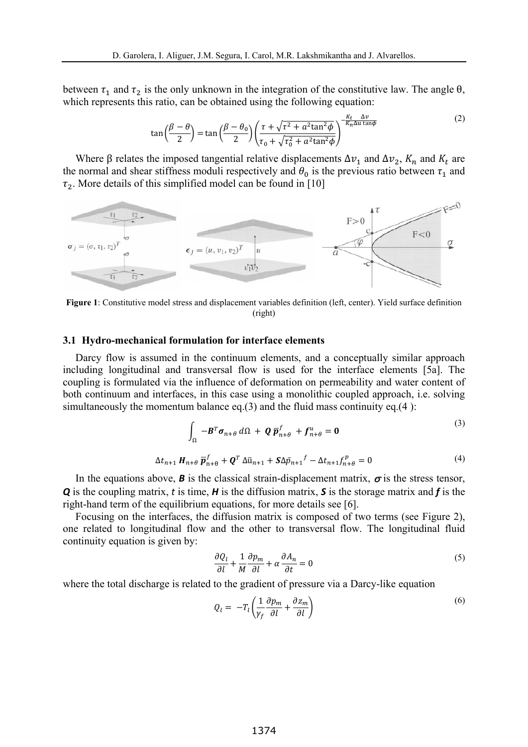between $\tau_1$ and $\tau_2$ is the only unknown in the integration of the constitutive law. The angle θ, which represents this ratio, can be obtained using the following equation:

$$\tan\left(\frac{\beta-\theta}{2}\right)=\tan\left(\frac{\beta-\theta_0}{2}\right)\left(\frac{\tau+\sqrt{\tau^2+a^2\tan^2\phi}}{\tau_0+\sqrt{\tau_0^2+a^2\tan^2\phi}}\right)^{-\frac{K_t}{K_n}\frac{\Delta v}{\Delta u\tan\phi}} \tag{2}$$

Where β relates the imposed tangential relative displacements $\Delta v_1$ and $\Delta v_2$, $K_n$ and $K_t$ are the normal and shear stiffness moduli respectively and $\theta_0$ is the previous ratio between $\tau_1$ and $\tau_2$. More details of this simplified model can be found in [10]

**Figure 1**: Constitutive model stress and displacement variables definition (left, center). Yield surface definition (right)

### 3.1 Hydro-mechanical formulation for interface elements

Darcy flow is assumed in the continuum elements, and a conceptually similar approach including longitudinal and transversal flow is used for the interface elements [5a]. The coupling is formulated via the influence of deformation on permeability and water content of both continuum and interfaces, in this case using a monolithic coupled approach, i.e. solving simultaneously the momentum balance eq.(3) and the fluid mass continuity eq.(4 ):

$$\int_\Omega -\boldsymbol{B}^T\boldsymbol{\sigma}_{n+\theta}\,d\Omega + \boldsymbol{Q}\,\overline{\boldsymbol{p}}^f_{n+\theta} + \boldsymbol{f}^u_{n+\theta}=\boldsymbol{0} \tag{3}$$

$$\Delta t_{n+1}\,\boldsymbol{H}_{n+\theta}\,\overline{\boldsymbol{p}}^f_{n+\theta} + \boldsymbol{Q}^T\,\Delta\bar{\mathrm{u}}_{n+1} + \boldsymbol{S}\Delta\bar{p}_{n+1}{}^f - \Delta t_{n+1} f^p_{n+\theta}=0 \tag{4}$$

In the equations above, $\boldsymbol{B}$ is the classical strain-displacement matrix, $\boldsymbol{\sigma}$ is the stress tensor, $\boldsymbol{Q}$ is the coupling matrix, $\boldsymbol{t}$ is time, $\boldsymbol{H}$ is the diffusion matrix, $\boldsymbol{S}$ is the storage matrix and $\boldsymbol{f}$ is the right-hand term of the equilibrium equations, for more details see [6].

Focusing on the interfaces, the diffusion matrix is composed of two terms (see Figure 2), one related to longitudinal flow and the other to transversal flow. The longitudinal fluid continuity equation is given by:

$$\frac{\partial Q_l}{\partial l}+\frac{1}{M}\frac{\partial p_m}{\partial l}+\alpha\frac{\partial A_n}{\partial t}=0 \tag{5}$$

where the total discharge is related to the gradient of pressure via a Darcy-like equation

$$Q_l=-T_l\left(\frac{1}{\gamma_f}\frac{\partial p_m}{\partial l}+\frac{\partial z_m}{\partial l}\right) \tag{6}$$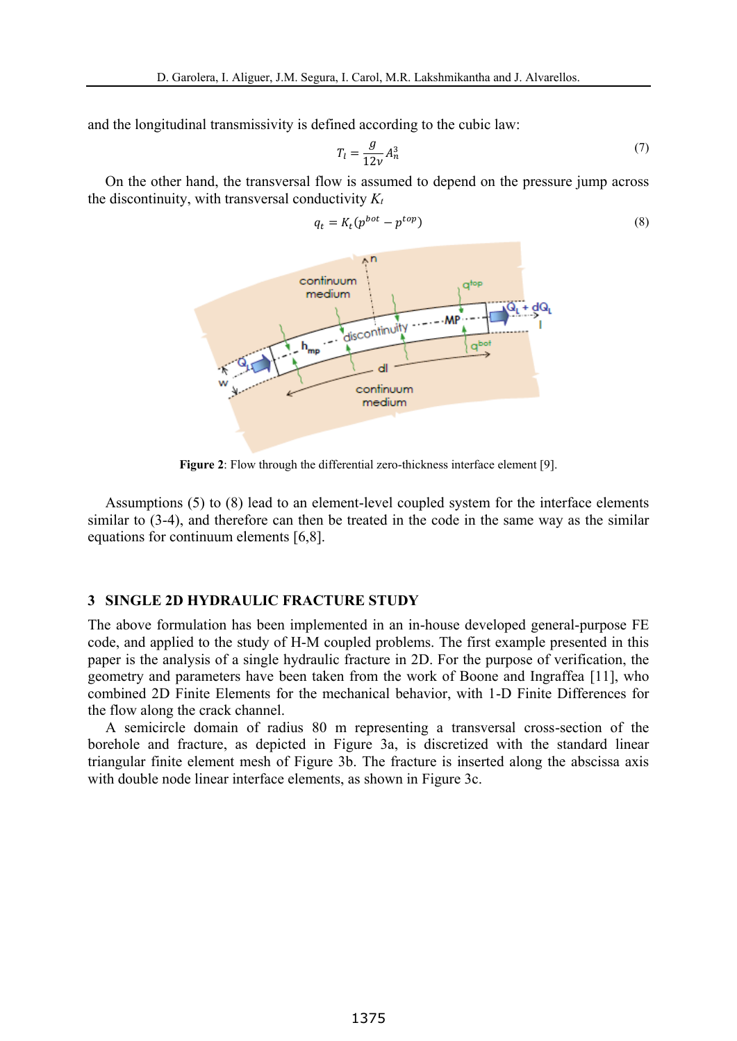and the longitudinal transmissivity is defined according to the cubic law:

$$T_l = \frac{g}{12\nu} A_n^3 \tag{7}$$

On the other hand, the transversal flow is assumed to depend on the pressure jump across the discontinuity, with transversal conductivity $K_t$

$$q_t = K_t (p^{bot} - p^{top}) \tag{8}$$

**Figure 2**: Flow through the differential zero-thickness interface element [9].

Assumptions (5) to (8) lead to an element-level coupled system for the interface elements similar to (3-4), and therefore can then be treated in the code in the same way as the similar equations for continuum elements [6,8].

## 3 SINGLE 2D HYDRAULIC FRACTURE STUDY

The above formulation has been implemented in an in-house developed general-purpose FE code, and applied to the study of H-M coupled problems. The first example presented in this paper is the analysis of a single hydraulic fracture in 2D. For the purpose of verification, the geometry and parameters have been taken from the work of Boone and Ingraffea [11], who combined 2D Finite Elements for the mechanical behavior, with 1-D Finite Differences for the flow along the crack channel.

A semicircle domain of radius 80 m representing a transversal cross-section of the borehole and fracture, as depicted in Figure 3a, is discretized with the standard linear triangular finite element mesh of Figure 3b. The fracture is inserted along the abscissa axis with double node linear interface elements, as shown in Figure 3c.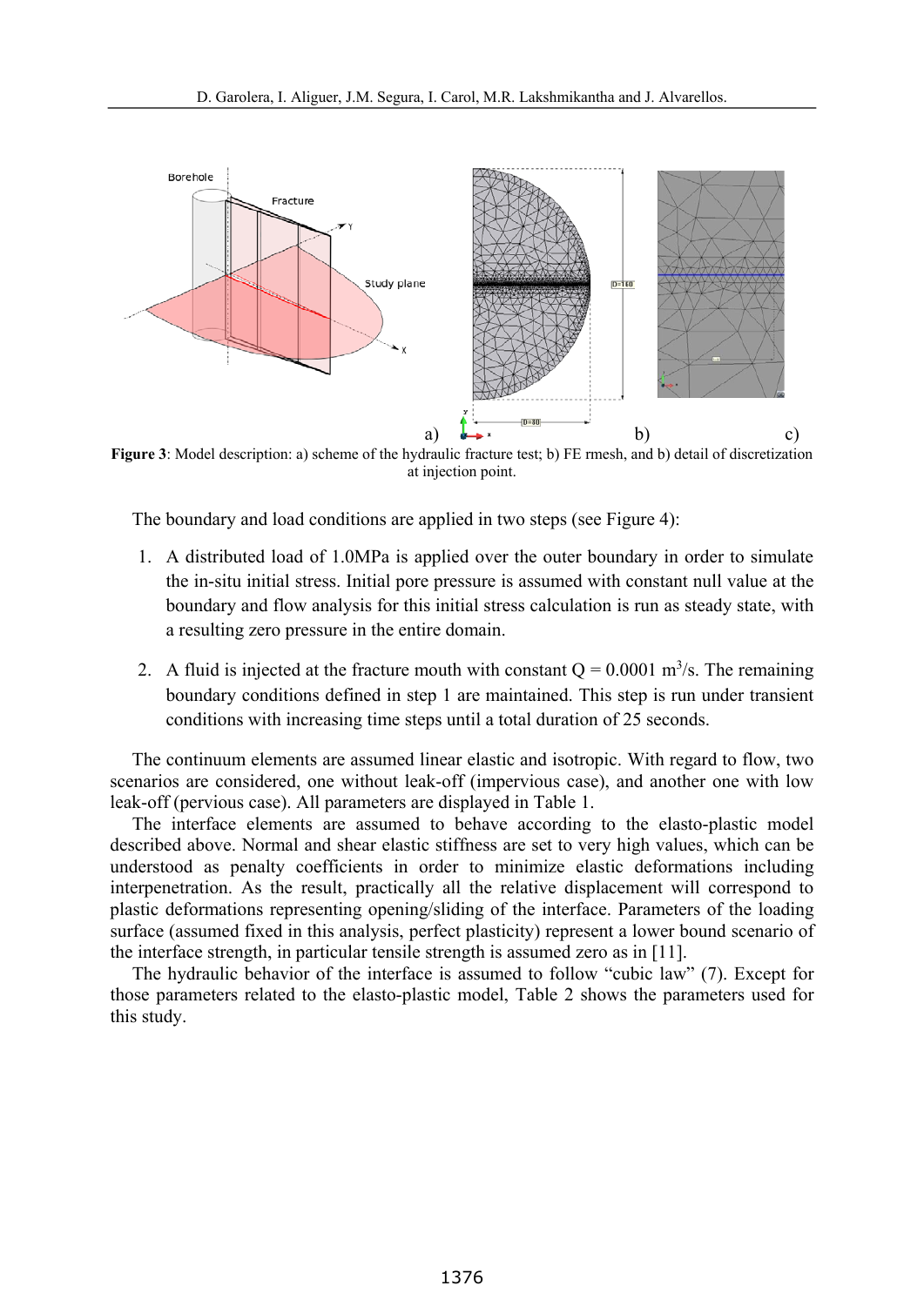Figure 3: Model description: a) scheme of the hydraulic fracture test; b) FE rmesh, and b) detail of discretization at injection point.

The boundary and load conditions are applied in two steps (see Figure 4):

1. A distributed load of 1.0MPa is applied over the outer boundary in order to simulate the in-situ initial stress. Initial pore pressure is assumed with constant null value at the boundary and flow analysis for this initial stress calculation is run as steady state, with a resulting zero pressure in the entire domain.

2. A fluid is injected at the fracture mouth with constant Q = 0.0001 $m^3$/s. The remaining boundary conditions defined in step 1 are maintained. This step is run under transient conditions with increasing time steps until a total duration of 25 seconds.

The continuum elements are assumed linear elastic and isotropic. With regard to flow, two scenarios are considered, one without leak-off (impervious case), and another one with low leak-off (pervious case). All parameters are displayed in Table 1.

The interface elements are assumed to behave according to the elasto-plastic model described above. Normal and shear elastic stiffness are set to very high values, which can be understood as penalty coefficients in order to minimize elastic deformations including interpenetration. As the result, practically all the relative displacement will correspond to plastic deformations representing opening/sliding of the interface. Parameters of the loading surface (assumed fixed in this analysis, perfect plasticity) represent a lower bound scenario of the interface strength, in particular tensile strength is assumed zero as in [11].

The hydraulic behavior of the interface is assumed to follow "cubic law" (7). Except for those parameters related to the elasto-plastic model, Table 2 shows the parameters used for this study.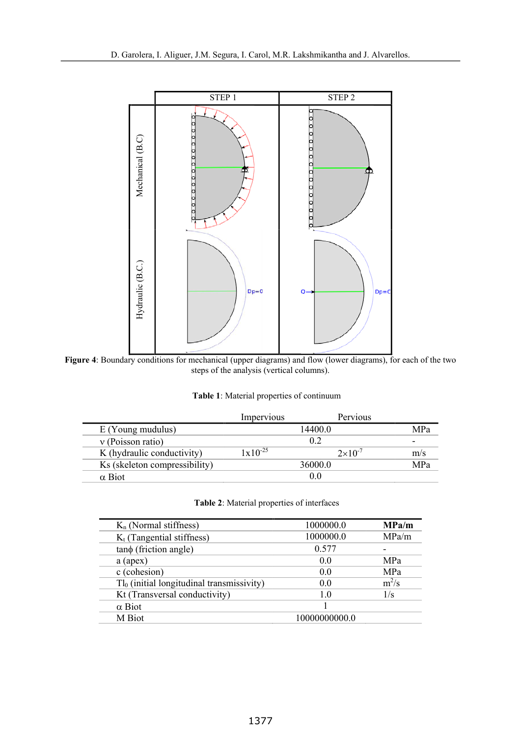**Figure 4**: Boundary conditions for mechanical (upper diagrams) and flow (lower diagrams), for each of the two steps of the analysis (vertical columns).

**Table 1**: Material properties of continuum

| | Impervious | Pervious | |
|---|---|---|---|
| E (Young mudulus) | 14400.0 | | MPa |
| ν (Poisson ratio) | 0.2 | | - |
| K (hydraulic conductivity) | $1 \times 10^{-25}$ | $2 \times 10^{-7}$ | m/s |
| Ks (skeleton compressibility) | 36000.0 | | MPa |
| α Biot | 0.0 | | |

**Table 2**: Material properties of interfaces

| | | |
|---|---|---|
| $K_n$ (Normal stiffness) | 1000000.0 | **MPa/m** |
| $K_t$ (Tangential stiffness) | 1000000.0 | MPa/m |
| tanϕ (friction angle) | 0.577 | - |
| a (apex) | 0.0 | MPa |
| c (cohesion) | 0.0 | MPa |
| $Tl_0$ (initial longitudinal transmissivity) | 0.0 | $m^2/s$ |
| Kt (Transversal conductivity) | 1.0 | 1/s |
| α Biot | 1 | |
| M Biot | 10000000000.0 | |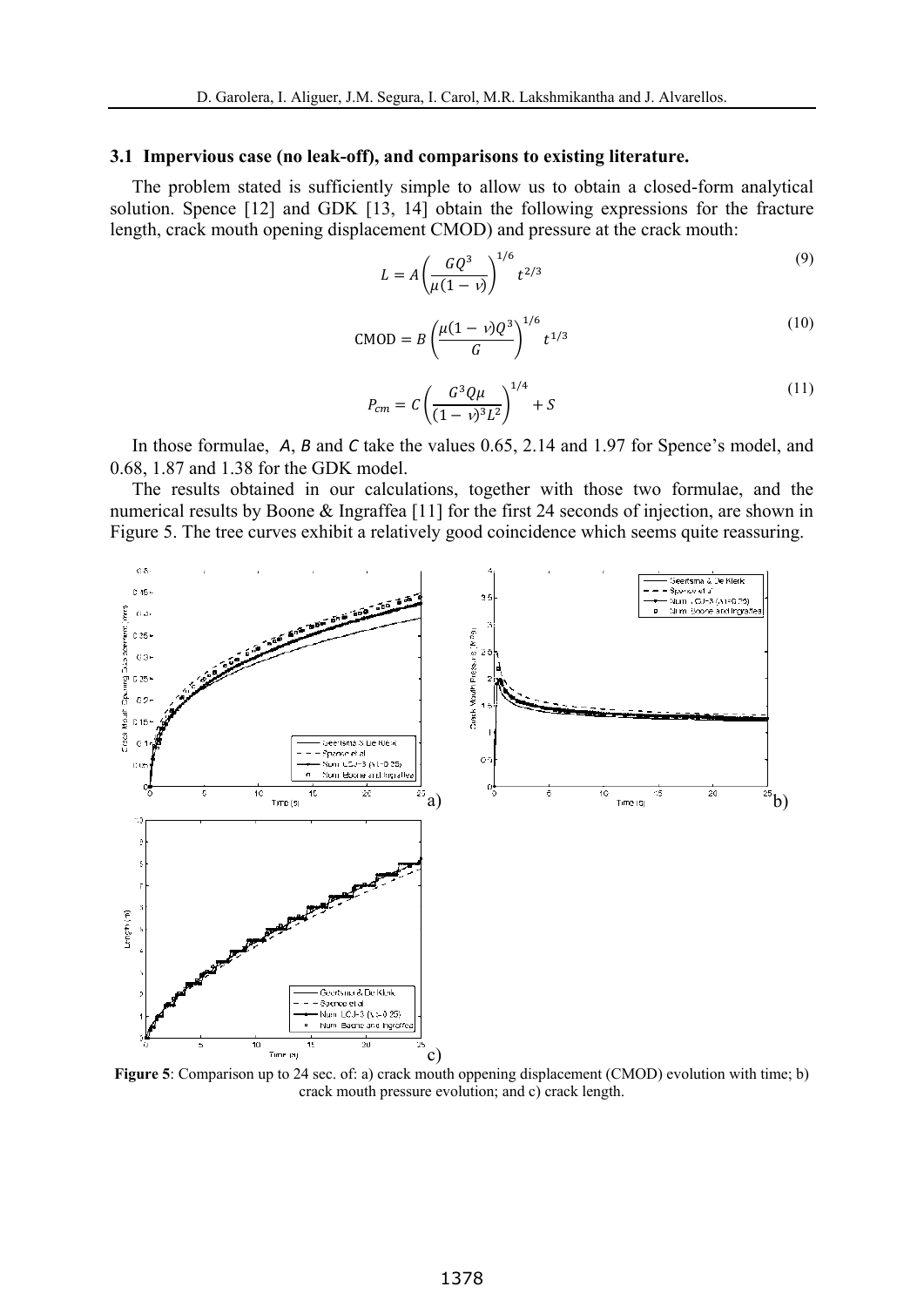### 3.1 Impervious case (no leak-off), and comparisons to existing literature.

The problem stated is sufficiently simple to allow us to obtain a closed-form analytical solution. Spence [12] and GDK [13, 14] obtain the following expressions for the fracture length, crack mouth opening displacement CMOD) and pressure at the crack mouth:

$$L = A\left(\frac{GQ^3}{\mu(1-\nu)}\right)^{1/6} t^{2/3} \tag{9}$$

$$\text{CMOD} = B\left(\frac{\mu(1-\nu)Q^3}{G}\right)^{1/6} t^{1/3} \tag{10}$$

$$P_{cm} = C\left(\frac{G^3 Q\mu}{(1-\nu)^3 L^2}\right)^{1/4} + S \tag{11}$$

In those formulae, $A$, $B$ and $C$ take the values 0.65, 2.14 and 1.97 for Spence's model, and 0.68, 1.87 and 1.38 for the GDK model.

The results obtained in our calculations, together with those two formulae, and the numerical results by Boone & Ingraffea [11] for the first 24 seconds of injection, are shown in Figure 5. The tree curves exhibit a relatively good coincidence which seems quite reassuring.

**Figure 5**: Comparison up to 24 sec. of: a) crack mouth oppening displacement (CMOD) evolution with time; b) crack mouth pressure evolution; and c) crack length.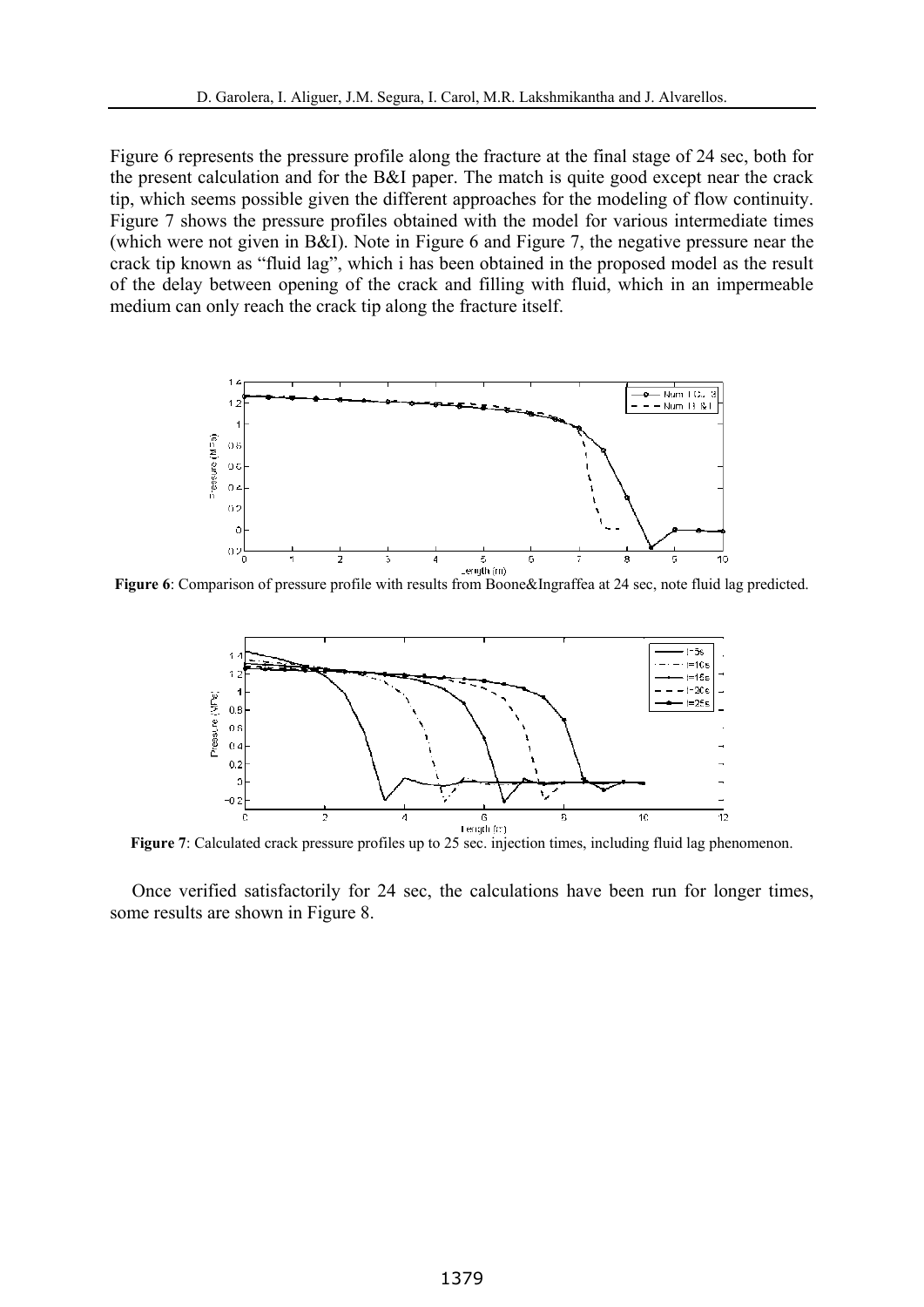Figure 6 represents the pressure profile along the fracture at the final stage of 24 sec, both for the present calculation and for the B&I paper. The match is quite good except near the crack tip, which seems possible given the different approaches for the modeling of flow continuity. Figure 7 shows the pressure profiles obtained with the model for various intermediate times (which were not given in B&I). Note in Figure 6 and Figure 7, the negative pressure near the crack tip known as "fluid lag", which i has been obtained in the proposed model as the result of the delay between opening of the crack and filling with fluid, which in an impermeable medium can only reach the crack tip along the fracture itself.

**Figure 6**: Comparison of pressure profile with results from Boone&Ingraffea at 24 sec, note fluid lag predicted.

**Figure 7**: Calculated crack pressure profiles up to 25 sec. injection times, including fluid lag phenomenon.

Once verified satisfactorily for 24 sec, the calculations have been run for longer times, some results are shown in Figure 8.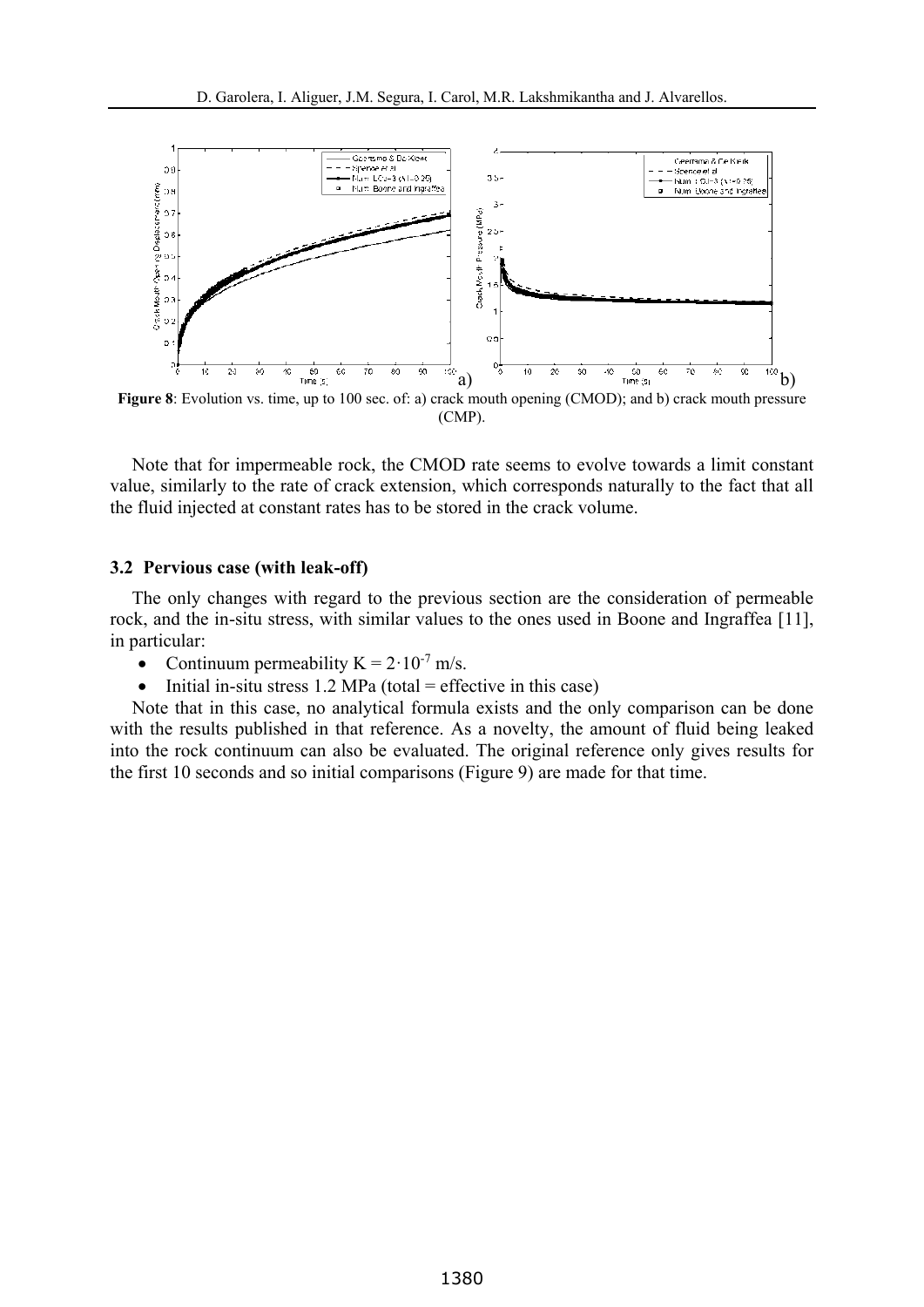**Figure 8**: Evolution vs. time, up to 100 sec. of: a) crack mouth opening (CMOD); and b) crack mouth pressure (CMP).

Note that for impermeable rock, the CMOD rate seems to evolve towards a limit constant value, similarly to the rate of crack extension, which corresponds naturally to the fact that all the fluid injected at constant rates has to be stored in the crack volume.

### 3.2 Pervious case (with leak-off)

The only changes with regard to the previous section are the consideration of permeable rock, and the in-situ stress, with similar values to the ones used in Boone and Ingraffea [11], in particular:

- Continuum permeability $K = 2 \cdot 10^{-7}$ m/s.
- Initial in-situ stress 1.2 MPa (total = effective in this case)

Note that in this case, no analytical formula exists and the only comparison can be done with the results published in that reference. As a novelty, the amount of fluid being leaked into the rock continuum can also be evaluated. The original reference only gives results for the first 10 seconds and so initial comparisons (Figure 9) are made for that time.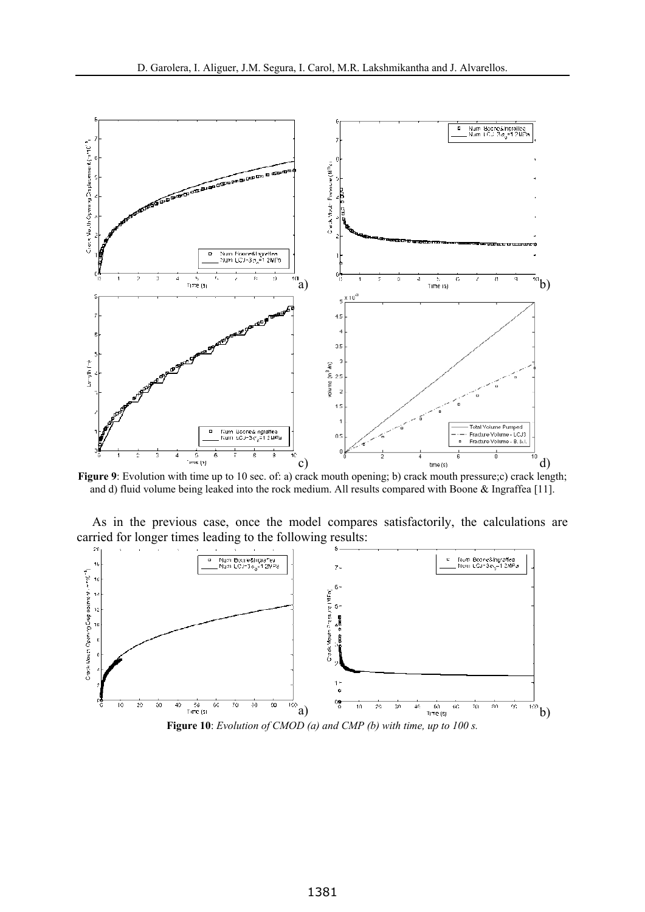**Figure 9**: Evolution with time up to 10 sec. of: a) crack mouth opening; b) crack mouth pressure;c) crack length; and d) fluid volume being leaked into the rock medium. All results compared with Boone & Ingraffea [11].

As in the previous case, once the model compares satisfactorily, the calculations are carried for longer times leading to the following results:

**Figure 10**: *Evolution of CMOD (a) and CMP (b) with time, up to 100 s.*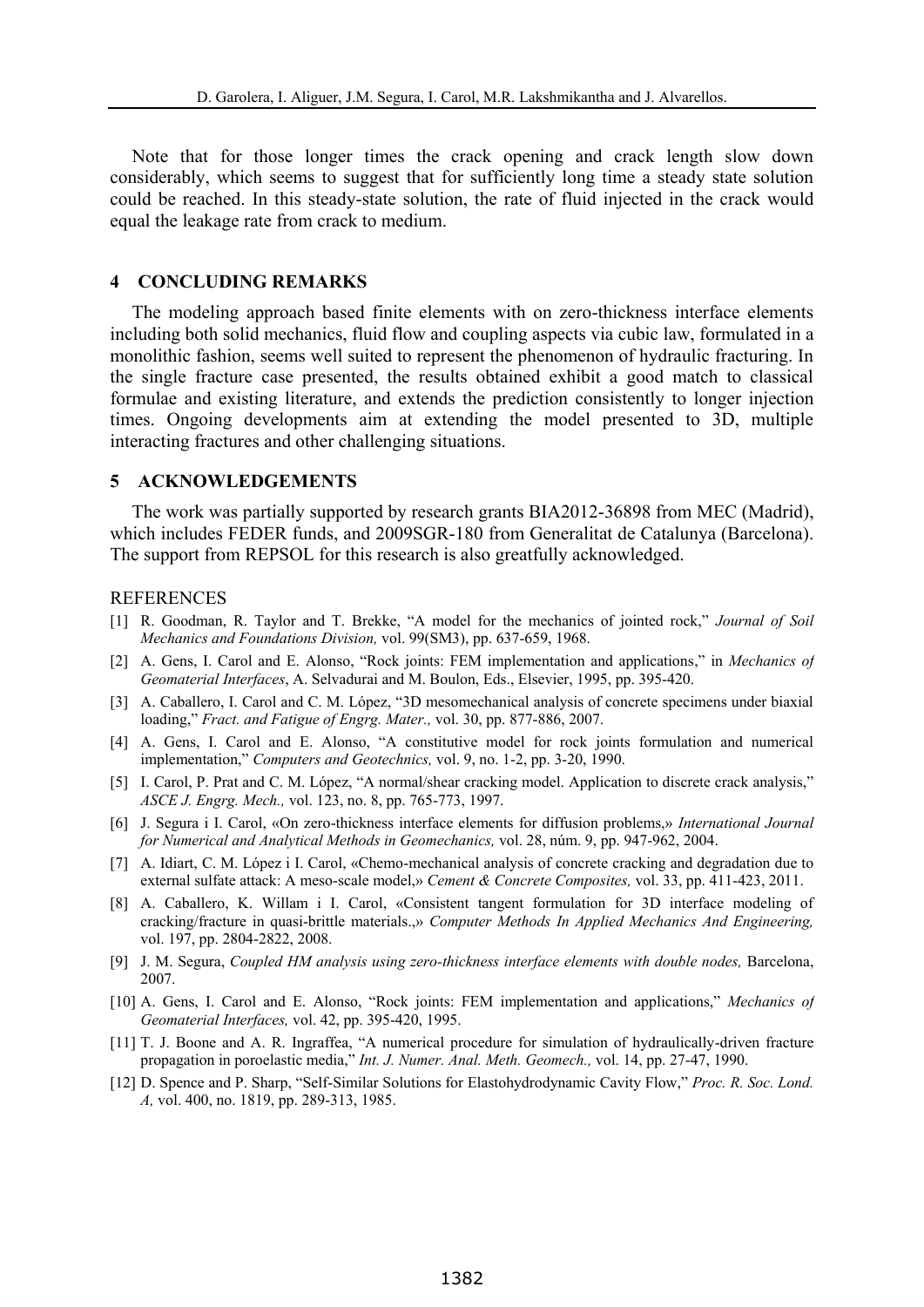Note that for those longer times the crack opening and crack length slow down considerably, which seems to suggest that for sufficiently long time a steady state solution could be reached. In this steady-state solution, the rate of fluid injected in the crack would equal the leakage rate from crack to medium.

## 4 CONCLUDING REMARKS

The modeling approach based finite elements with on zero-thickness interface elements including both solid mechanics, fluid flow and coupling aspects via cubic law, formulated in a monolithic fashion, seems well suited to represent the phenomenon of hydraulic fracturing. In the single fracture case presented, the results obtained exhibit a good match to classical formulae and existing literature, and extends the prediction consistently to longer injection times. Ongoing developments aim at extending the model presented to 3D, multiple interacting fractures and other challenging situations.

## 5 ACKNOWLEDGEMENTS

The work was partially supported by research grants BIA2012-36898 from MEC (Madrid), which includes FEDER funds, and 2009SGR-180 from Generalitat de Catalunya (Barcelona). The support from REPSOL for this research is also greatfully acknowledged.

## REFERENCES

[1] R. Goodman, R. Taylor and T. Brekke, "A model for the mechanics of jointed rock," *Journal of Soil Mechanics and Foundations Division,* vol. 99(SM3), pp. 637-659, 1968.

[2] A. Gens, I. Carol and E. Alonso, "Rock joints: FEM implementation and applications," in *Mechanics of Geomaterial Interfaces*, A. Selvadurai and M. Boulon, Eds., Elsevier, 1995, pp. 395-420.

[3] A. Caballero, I. Carol and C. M. López, "3D mesomechanical analysis of concrete specimens under biaxial loading," *Fract. and Fatigue of Engrg. Mater.,* vol. 30, pp. 877-886, 2007.

[4] A. Gens, I. Carol and E. Alonso, "A constitutive model for rock joints formulation and numerical implementation," *Computers and Geotechnics,* vol. 9, no. 1-2, pp. 3-20, 1990.

[5] I. Carol, P. Prat and C. M. López, "A normal/shear cracking model. Application to discrete crack analysis," *ASCE J. Engrg. Mech.,* vol. 123, no. 8, pp. 765-773, 1997.

[6] J. Segura i I. Carol, «On zero-thickness interface elements for diffusion problems,» *International Journal for Numerical and Analytical Methods in Geomechanics,* vol. 28, núm. 9, pp. 947-962, 2004.

[7] A. Idiart, C. M. López i I. Carol, «Chemo-mechanical analysis of concrete cracking and degradation due to external sulfate attack: A meso-scale model,» *Cement & Concrete Composites,* vol. 33, pp. 411-423, 2011.

[8] A. Caballero, K. Willam i I. Carol, «Consistent tangent formulation for 3D interface modeling of cracking/fracture in quasi-brittle materials.,» *Computer Methods In Applied Mechanics And Engineering,* vol. 197, pp. 2804-2822, 2008.

[9] J. M. Segura, *Coupled HM analysis using zero-thickness interface elements with double nodes,* Barcelona, 2007.

[10] A. Gens, I. Carol and E. Alonso, "Rock joints: FEM implementation and applications," *Mechanics of Geomaterial Interfaces,* vol. 42, pp. 395-420, 1995.

[11] T. J. Boone and A. R. Ingraffea, "A numerical procedure for simulation of hydraulically-driven fracture propagation in poroelastic media," *Int. J. Numer. Anal. Meth. Geomech.,* vol. 14, pp. 27-47, 1990.

[12] D. Spence and P. Sharp, "Self-Similar Solutions for Elastohydrodynamic Cavity Flow," *Proc. R. Soc. Lond. A,* vol. 400, no. 1819, pp. 289-313, 1985.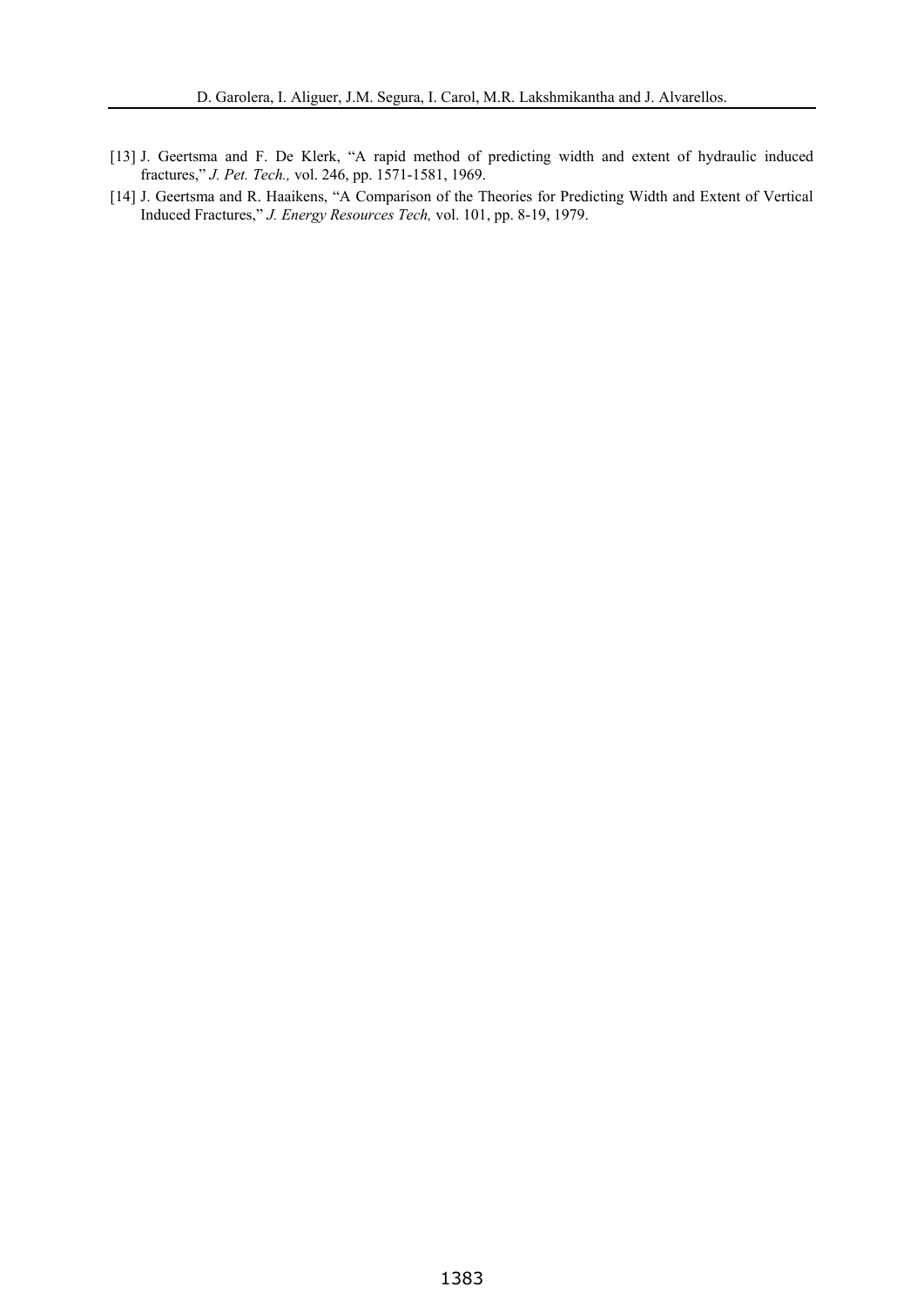[13] J. Geertsma and F. De Klerk, "A rapid method of predicting width and extent of hydraulic induced fractures," *J. Pet. Tech.,* vol. 246, pp. 1571-1581, 1969.

[14] J. Geertsma and R. Haaikens, "A Comparison of the Theories for Predicting Width and Extent of Vertical Induced Fractures," *J. Energy Resources Tech,* vol. 101, pp. 8-19, 1979.